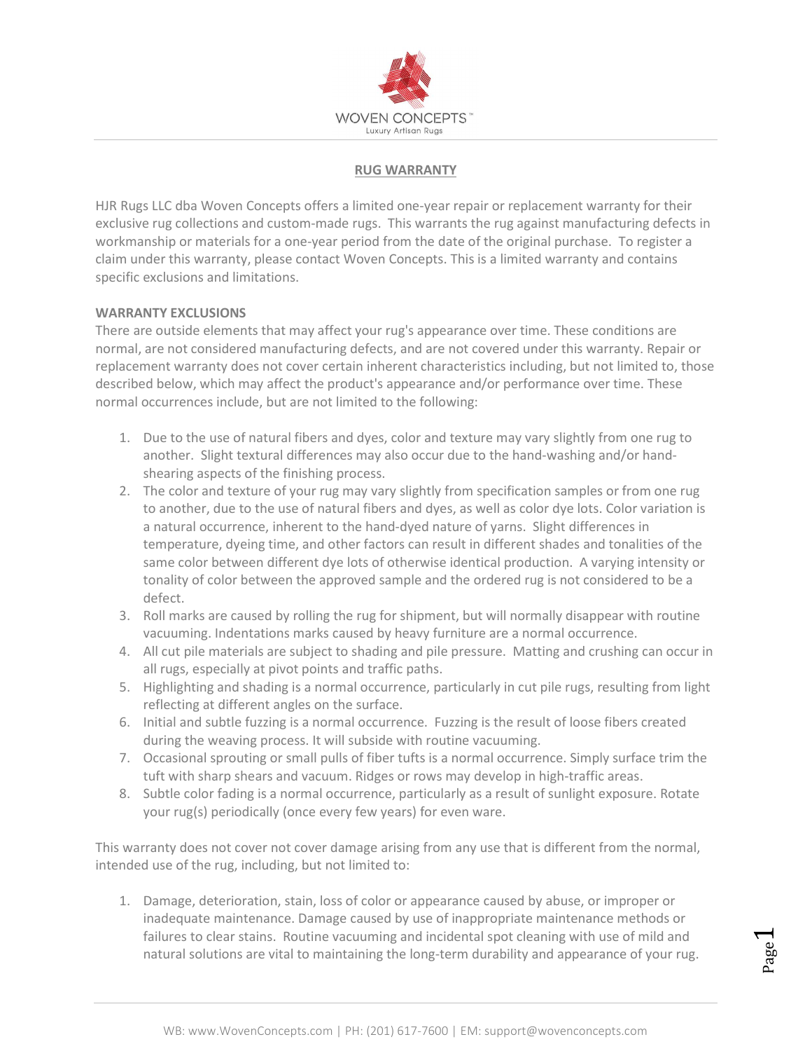WOVEN CONCEPTS™
Luxury Artisan Rugs

## RUG WARRANTY

HJR Rugs LLC dba Woven Concepts offers a limited one-year repair or replacement warranty for their exclusive rug collections and custom-made rugs. This warrants the rug against manufacturing defects in workmanship or materials for a one-year period from the date of the original purchase. To register a claim under this warranty, please contact Woven Concepts. This is a limited warranty and contains specific exclusions and limitations.

### WARRANTY EXCLUSIONS

There are outside elements that may affect your rug's appearance over time. These conditions are normal, are not considered manufacturing defects, and are not covered under this warranty. Repair or replacement warranty does not cover certain inherent characteristics including, but not limited to, those described below, which may affect the product's appearance and/or performance over time. These normal occurrences include, but are not limited to the following:

1. Due to the use of natural fibers and dyes, color and texture may vary slightly from one rug to another. Slight textural differences may also occur due to the hand-washing and/or hand-shearing aspects of the finishing process.
2. The color and texture of your rug may vary slightly from specification samples or from one rug to another, due to the use of natural fibers and dyes, as well as color dye lots. Color variation is a natural occurrence, inherent to the hand-dyed nature of yarns. Slight differences in temperature, dyeing time, and other factors can result in different shades and tonalities of the same color between different dye lots of otherwise identical production. A varying intensity or tonality of color between the approved sample and the ordered rug is not considered to be a defect.
3. Roll marks are caused by rolling the rug for shipment, but will normally disappear with routine vacuuming. Indentations marks caused by heavy furniture are a normal occurrence.
4. All cut pile materials are subject to shading and pile pressure. Matting and crushing can occur in all rugs, especially at pivot points and traffic paths.
5. Highlighting and shading is a normal occurrence, particularly in cut pile rugs, resulting from light reflecting at different angles on the surface.
6. Initial and subtle fuzzing is a normal occurrence. Fuzzing is the result of loose fibers created during the weaving process. It will subside with routine vacuuming.
7. Occasional sprouting or small pulls of fiber tufts is a normal occurrence. Simply surface trim the tuft with sharp shears and vacuum. Ridges or rows may develop in high-traffic areas.
8. Subtle color fading is a normal occurrence, particularly as a result of sunlight exposure. Rotate your rug(s) periodically (once every few years) for even ware.

This warranty does not cover not cover damage arising from any use that is different from the normal, intended use of the rug, including, but not limited to:

1. Damage, deterioration, stain, loss of color or appearance caused by abuse, or improper or inadequate maintenance. Damage caused by use of inappropriate maintenance methods or failures to clear stains. Routine vacuuming and incidental spot cleaning with use of mild and natural solutions are vital to maintaining the long-term durability and appearance of your rug.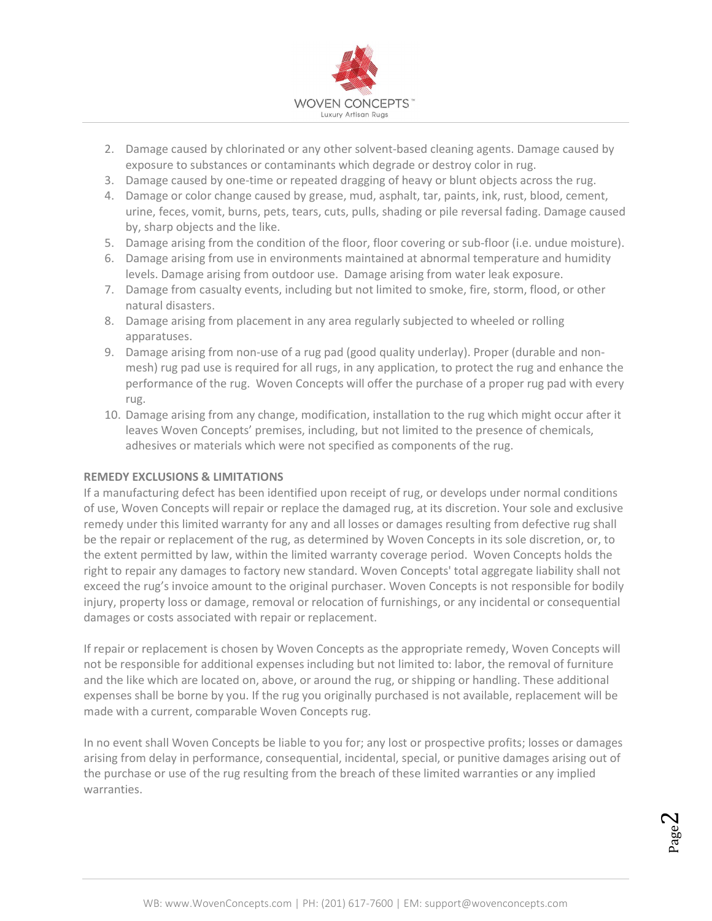2. Damage caused by chlorinated or any other solvent-based cleaning agents. Damage caused by exposure to substances or contaminants which degrade or destroy color in rug.
3. Damage caused by one-time or repeated dragging of heavy or blunt objects across the rug.
4. Damage or color change caused by grease, mud, asphalt, tar, paints, ink, rust, blood, cement, urine, feces, vomit, burns, pets, tears, cuts, pulls, shading or pile reversal fading. Damage caused by, sharp objects and the like.
5. Damage arising from the condition of the floor, floor covering or sub-floor (i.e. undue moisture).
6. Damage arising from use in environments maintained at abnormal temperature and humidity levels. Damage arising from outdoor use. Damage arising from water leak exposure.
7. Damage from casualty events, including but not limited to smoke, fire, storm, flood, or other natural disasters.
8. Damage arising from placement in any area regularly subjected to wheeled or rolling apparatuses.
9. Damage arising from non-use of a rug pad (good quality underlay). Proper (durable and non-mesh) rug pad use is required for all rugs, in any application, to protect the rug and enhance the performance of the rug. Woven Concepts will offer the purchase of a proper rug pad with every rug.
10. Damage arising from any change, modification, installation to the rug which might occur after it leaves Woven Concepts' premises, including, but not limited to the presence of chemicals, adhesives or materials which were not specified as components of the rug.

**REMEDY EXCLUSIONS & LIMITATIONS**

If a manufacturing defect has been identified upon receipt of rug, or develops under normal conditions of use, Woven Concepts will repair or replace the damaged rug, at its discretion. Your sole and exclusive remedy under this limited warranty for any and all losses or damages resulting from defective rug shall be the repair or replacement of the rug, as determined by Woven Concepts in its sole discretion, or, to the extent permitted by law, within the limited warranty coverage period. Woven Concepts holds the right to repair any damages to factory new standard. Woven Concepts' total aggregate liability shall not exceed the rug's invoice amount to the original purchaser. Woven Concepts is not responsible for bodily injury, property loss or damage, removal or relocation of furnishings, or any incidental or consequential damages or costs associated with repair or replacement.

If repair or replacement is chosen by Woven Concepts as the appropriate remedy, Woven Concepts will not be responsible for additional expenses including but not limited to: labor, the removal of furniture and the like which are located on, above, or around the rug, or shipping or handling. These additional expenses shall be borne by you. If the rug you originally purchased is not available, replacement will be made with a current, comparable Woven Concepts rug.

In no event shall Woven Concepts be liable to you for; any lost or prospective profits; losses or damages arising from delay in performance, consequential, incidental, special, or punitive damages arising out of the purchase or use of the rug resulting from the breach of these limited warranties or any implied warranties.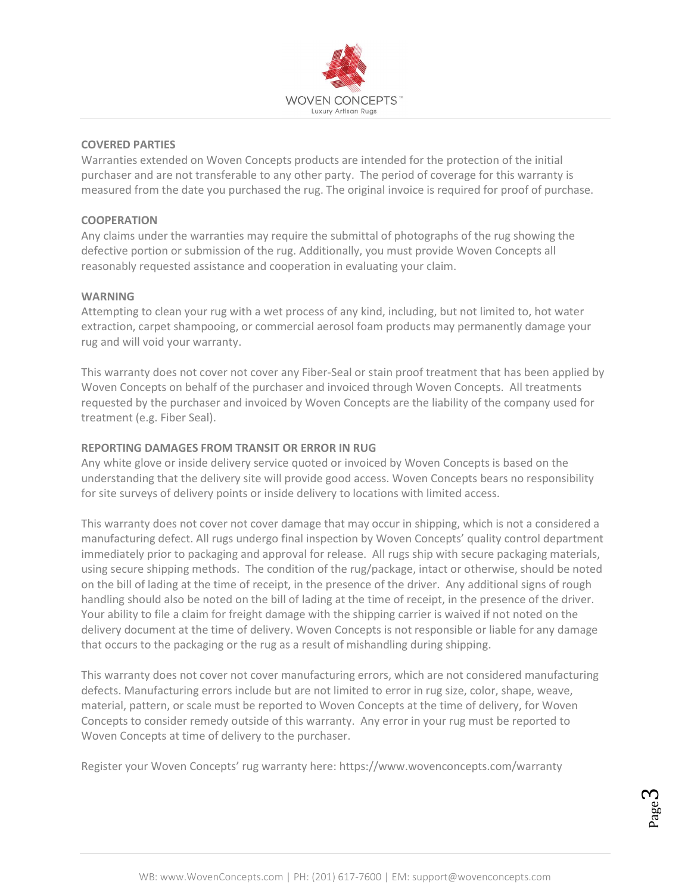**COVERED PARTIES**

Warranties extended on Woven Concepts products are intended for the protection of the initial purchaser and are not transferable to any other party. The period of coverage for this warranty is measured from the date you purchased the rug. The original invoice is required for proof of purchase.

**COOPERATION**

Any claims under the warranties may require the submittal of photographs of the rug showing the defective portion or submission of the rug. Additionally, you must provide Woven Concepts all reasonably requested assistance and cooperation in evaluating your claim.

**WARNING**

Attempting to clean your rug with a wet process of any kind, including, but not limited to, hot water extraction, carpet shampooing, or commercial aerosol foam products may permanently damage your rug and will void your warranty.

This warranty does not cover not cover any Fiber-Seal or stain proof treatment that has been applied by Woven Concepts on behalf of the purchaser and invoiced through Woven Concepts. All treatments requested by the purchaser and invoiced by Woven Concepts are the liability of the company used for treatment (e.g. Fiber Seal).

**REPORTING DAMAGES FROM TRANSIT OR ERROR IN RUG**

Any white glove or inside delivery service quoted or invoiced by Woven Concepts is based on the understanding that the delivery site will provide good access. Woven Concepts bears no responsibility for site surveys of delivery points or inside delivery to locations with limited access.

This warranty does not cover not cover damage that may occur in shipping, which is not a considered a manufacturing defect. All rugs undergo final inspection by Woven Concepts' quality control department immediately prior to packaging and approval for release. All rugs ship with secure packaging materials, using secure shipping methods. The condition of the rug/package, intact or otherwise, should be noted on the bill of lading at the time of receipt, in the presence of the driver. Any additional signs of rough handling should also be noted on the bill of lading at the time of receipt, in the presence of the driver. Your ability to file a claim for freight damage with the shipping carrier is waived if not noted on the delivery document at the time of delivery. Woven Concepts is not responsible or liable for any damage that occurs to the packaging or the rug as a result of mishandling during shipping.

This warranty does not cover not cover manufacturing errors, which are not considered manufacturing defects. Manufacturing errors include but are not limited to error in rug size, color, shape, weave, material, pattern, or scale must be reported to Woven Concepts at the time of delivery, for Woven Concepts to consider remedy outside of this warranty. Any error in your rug must be reported to Woven Concepts at time of delivery to the purchaser.

Register your Woven Concepts' rug warranty here: https://www.wovenconcepts.com/warranty